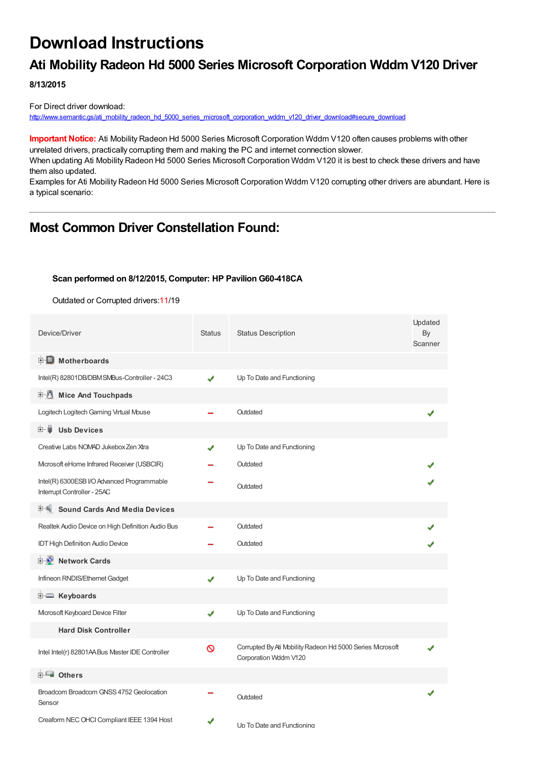# Download Instructions

## Ati Mobility Radeon Hd 5000 Series Microsoft Corporation Wddm V120 Driver

**8/13/2015**

For Direct driver download:
http://www.semantic.gs/ati_mobility_radeon_hd_5000_series_microsoft_corporation_wddm_v120_driver_download#secure_download

**Important Notice:** Ati Mobility Radeon Hd 5000 Series Microsoft Corporation Wddm V120 often causes problems with other unrelated drivers, practically corrupting them and making the PC and internet connection slower.
When updating Ati Mobility Radeon Hd 5000 Series Microsoft Corporation Wddm V120 it is best to check these drivers and have them also updated.
Examples for Ati Mobility Radeon Hd 5000 Series Microsoft Corporation Wddm V120 corrupting other drivers are abundant. Here is a typical scenario:

---

## Most Common Driver Constellation Found:

**Scan performed on 8/12/2015, Computer: HP Pavilion G60-418CA**

Outdated or Corrupted drivers:11/19

| Device/Driver | Status | Status Description | Updated By Scanner |
|---|---|---|---|
| **Motherboards** | | | |
| Intel(R) 82801DB/DBM SMBus-Controller - 24C3 | ✔ | Up To Date and Functioning | |
| **Mice And Touchpads** | | | |
| Logitech Logitech Gaming Virtual Mouse | – | Outdated | ✔ |
| **Usb Devices** | | | |
| Creative Labs NOMAD Jukebox Zen Xtra | ✔ | Up To Date and Functioning | |
| Microsoft eHome Infrared Receiver (USBCIR) | – | Outdated | ✔ |
| Intel(R) 6300ESB I/O Advanced Programmable Interrupt Controller - 25AC | – | Outdated | ✔ |
| **Sound Cards And Media Devices** | | | |
| Realtek Audio Device on High Definition Audio Bus | – | Outdated | ✔ |
| IDT High Definition Audio Device | – | Outdated | ✔ |
| **Network Cards** | | | |
| Infineon RNDIS/Ethernet Gadget | ✔ | Up To Date and Functioning | |
| **Keyboards** | | | |
| Microsoft Keyboard Device Filter | ✔ | Up To Date and Functioning | |
| **Hard Disk Controller** | | | |
| Intel Intel(r) 82801AA Bus Master IDE Controller | 🚫 | Corrupted By Ati Mobility Radeon Hd 5000 Series Microsoft Corporation Wddm V120 | ✔ |
| **Others** | | | |
| Broadcom Broadcom GNSS 4752 Geolocation Sensor | – | Outdated | ✔ |
| Creaform NEC OHCI Compliant IEEE 1394 Host | ✔ | Up To Date and Functioning | |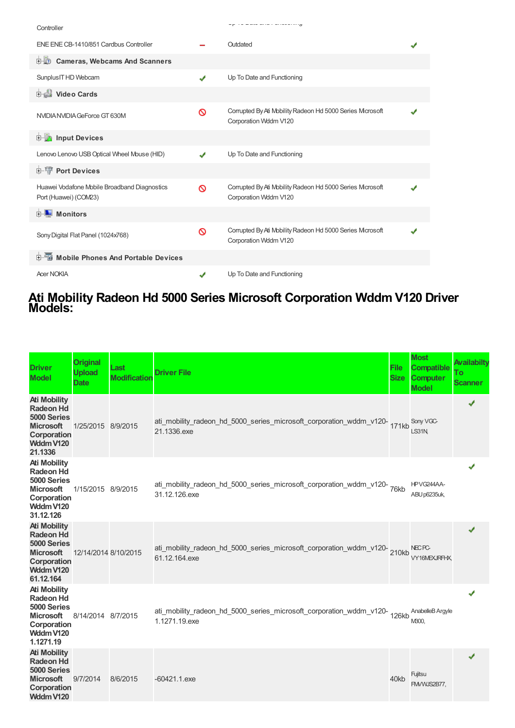| | | | |
|---|---|---|---|
| Controller | | Up To Date and Functioning | |
| ENE ENE CB-1410/851 Cardbus Controller | – | Outdated | ✔ |
| **Cameras, Webcams And Scanners** | | | |
| Sunplus IT HD Webcam | ✔ | Up To Date and Functioning | |
| **Video Cards** | | | |
| NVIDIA NVIDIA GeForce GT 630M | 🚫 | Corrupted By Ati Mobility Radeon Hd 5000 Series Microsoft Corporation Wddm V120 | ✔ |
| **Input Devices** | | | |
| Lenovo Lenovo USB Optical Wheel Mouse (HID) | ✔ | Up To Date and Functioning | |
| **Port Devices** | | | |
| Huawei Vodafone Mobile Broadband Diagnostics Port (Huawei) (COM23) | 🚫 | Corrupted By Ati Mobility Radeon Hd 5000 Series Microsoft Corporation Wddm V120 | ✔ |
| **Monitors** | | | |
| Sony Digital Flat Panel (1024x768) | 🚫 | Corrupted By Ati Mobility Radeon Hd 5000 Series Microsoft Corporation Wddm V120 | ✔ |
| **Mobile Phones And Portable Devices** | | | |
| Acer NOKIA | ✔ | Up To Date and Functioning | |

# Ati Mobility Radeon Hd 5000 Series Microsoft Corporation Wddm V120 Driver Models:

| Driver Model | Original Upload Date | Last Modification | Driver File | File Size | Most Compatible Computer Model | Availabilty To Scanner |
|---|---|---|---|---|---|---|
| **Ati Mobility Radeon Hd 5000 Series Microsoft Corporation Wddm V120 21.1336** | 1/25/2015 | 8/9/2015 | ati_mobility_radeon_hd_5000_series_microsoft_corporation_wddm_v120-21.1336.exe | 171kb | Sony VGC-LS31N, | ✔ |
| **Ati Mobility Radeon Hd 5000 Series Microsoft Corporation Wddm V120 31.12.126** | 1/15/2015 | 8/9/2015 | ati_mobility_radeon_hd_5000_series_microsoft_corporation_wddm_v120-31.12.126.exe | 76kb | HP VG244AA-ABU p6235uk, | ✔ |
| **Ati Mobility Radeon Hd 5000 Series Microsoft Corporation Wddm V120 61.12.164** | 12/14/2014 | 8/10/2015 | ati_mobility_radeon_hd_5000_series_microsoft_corporation_wddm_v120-61.12.164.exe | 210kb | NEC PC-VY16MEXJRFHX, | ✔ |
| **Ati Mobility Radeon Hd 5000 Series Microsoft Corporation Wddm V120 1.1271.19** | 8/14/2014 | 8/7/2015 | ati_mobility_radeon_hd_5000_series_microsoft_corporation_wddm_v120-1.1271.19.exe | 126kb | AnabelleB Argyle M300, | ✔ |
| **Ati Mobility Radeon Hd 5000 Series Microsoft Corporation Wddm V120** | 9/7/2014 | 8/6/2015 | -60421.1.exe | 40kb | Fujitsu FMVWJS2B77, | ✔ |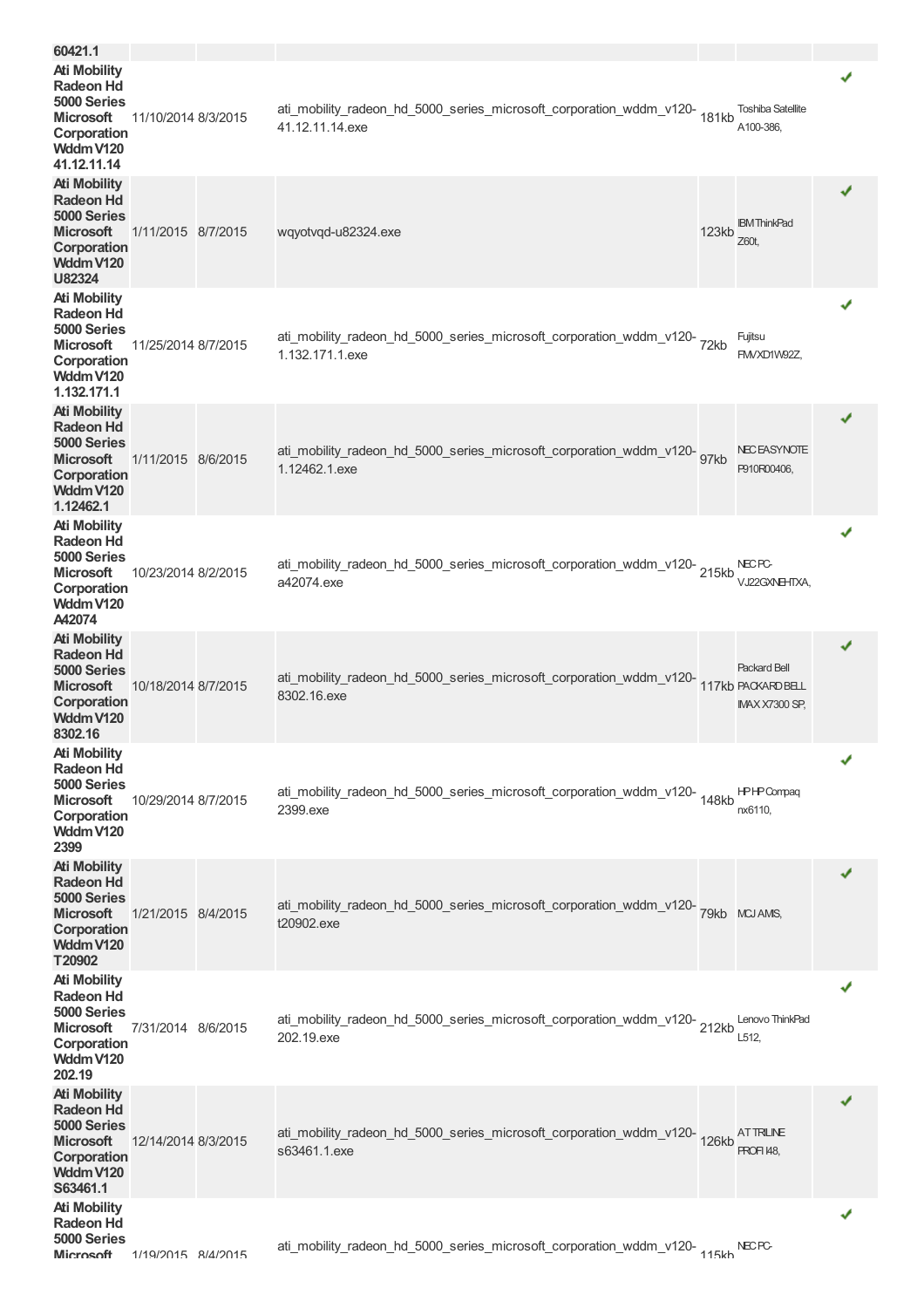| | | | | | | |
|---|---|---|---|---|---|---|
| **60421.1** | | | | | | |
| **Ati Mobility Radeon Hd 5000 Series Microsoft Corporation Wddm V120 41.12.11.14** | 11/10/2014 | 8/3/2015 | ati_mobility_radeon_hd_5000_series_microsoft_corporation_wddm_v120-41.12.11.14.exe | 181kb | Toshiba Satellite A100-386, | ✔ |
| **Ati Mobility Radeon Hd 5000 Series Microsoft Corporation Wddm V120 U82324** | 1/11/2015 | 8/7/2015 | wqyotvqd-u82324.exe | 123kb | IBM ThinkPad Z60t, | ✔ |
| **Ati Mobility Radeon Hd 5000 Series Microsoft Corporation Wddm V120 1.132.171.1** | 11/25/2014 | 8/7/2015 | ati_mobility_radeon_hd_5000_series_microsoft_corporation_wddm_v120-1.132.171.1.exe | 72kb | Fujitsu FMVXD1W92Z, | ✔ |
| **Ati Mobility Radeon Hd 5000 Series Microsoft Corporation Wddm V120 1.12462.1** | 1/11/2015 | 8/6/2015 | ati_mobility_radeon_hd_5000_series_microsoft_corporation_wddm_v120-1.12462.1.exe | 97kb | NEC EASYNOTE P910R00406, | ✔ |
| **Ati Mobility Radeon Hd 5000 Series Microsoft Corporation Wddm V120 A42074** | 10/23/2014 | 8/2/2015 | ati_mobility_radeon_hd_5000_series_microsoft_corporation_wddm_v120-a42074.exe | 215kb | NEC PC-VJ22GXNEHTXA, | ✔ |
| **Ati Mobility Radeon Hd 5000 Series Microsoft Corporation Wddm V120 8302.16** | 10/18/2014 | 8/7/2015 | ati_mobility_radeon_hd_5000_series_microsoft_corporation_wddm_v120-8302.16.exe | 117kb | Packard Bell PACKARD BELL IMAX X7300 SP, | ✔ |
| **Ati Mobility Radeon Hd 5000 Series Microsoft Corporation Wddm V120 2399** | 10/29/2014 | 8/7/2015 | ati_mobility_radeon_hd_5000_series_microsoft_corporation_wddm_v120-2399.exe | 148kb | HP HP Compaq nx6110, | ✔ |
| **Ati Mobility Radeon Hd 5000 Series Microsoft Corporation Wddm V120 T20902** | 1/21/2015 | 8/4/2015 | ati_mobility_radeon_hd_5000_series_microsoft_corporation_wddm_v120-t20902.exe | 79kb | MCJ AMS, | ✔ |
| **Ati Mobility Radeon Hd 5000 Series Microsoft Corporation Wddm V120 202.19** | 7/31/2014 | 8/6/2015 | ati_mobility_radeon_hd_5000_series_microsoft_corporation_wddm_v120-202.19.exe | 212kb | Lenovo ThinkPad L512, | ✔ |
| **Ati Mobility Radeon Hd 5000 Series Microsoft Corporation Wddm V120 S63461.1** | 12/14/2014 | 8/3/2015 | ati_mobility_radeon_hd_5000_series_microsoft_corporation_wddm_v120-s63461.1.exe | 126kb | AT TRILINE PROFI I48, | ✔ |
| **Ati Mobility Radeon Hd 5000 Series Microsoft** | 1/19/2015 | 8/4/2015 | ati_mobility_radeon_hd_5000_series_microsoft_corporation_wddm_v120- | 115kb | NEC PC- | ✔ |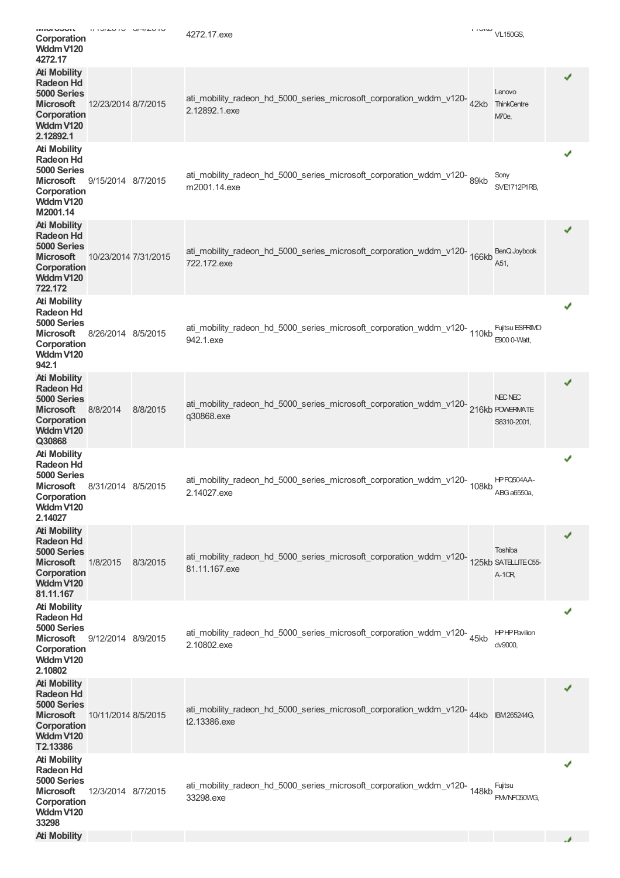| | | | | | | |
|---|---|---|---|---|---|---|
| **Microsoft Corporation Wddm V120 4272.17** | 1/10/2015 | 8/4/2015 | 4272.17.exe | 110kb | VL150GS, | |
| **Ati Mobility Radeon Hd 5000 Series Microsoft Corporation Wddm V120 2.12892.1** | 12/23/2014 | 8/7/2015 | ati_mobility_radeon_hd_5000_series_microsoft_corporation_wddm_v120-2.12892.1.exe | 42kb | Lenovo ThinkCentre M70e, | ✔ |
| **Ati Mobility Radeon Hd 5000 Series Microsoft Corporation Wddm V120 M2001.14** | 9/15/2014 | 8/7/2015 | ati_mobility_radeon_hd_5000_series_microsoft_corporation_wddm_v120-m2001.14.exe | 89kb | Sony SVE1712P1RB, | ✔ |
| **Ati Mobility Radeon Hd 5000 Series Microsoft Corporation Wddm V120 722.172** | 10/23/2014 | 7/31/2015 | ati_mobility_radeon_hd_5000_series_microsoft_corporation_wddm_v120-722.172.exe | 166kb | BenQ Joybook A51, | ✔ |
| **Ati Mobility Radeon Hd 5000 Series Microsoft Corporation Wddm V120 942.1** | 8/26/2014 | 8/5/2015 | ati_mobility_radeon_hd_5000_series_microsoft_corporation_wddm_v120-942.1.exe | 110kb | Fujitsu ESPRIMO E900 0-Watt, | ✔ |
| **Ati Mobility Radeon Hd 5000 Series Microsoft Corporation Wddm V120 Q30868** | 8/8/2014 | 8/8/2015 | ati_mobility_radeon_hd_5000_series_microsoft_corporation_wddm_v120-q30868.exe | 216kb | NEC NEC POWERMATE S8310-2001, | ✔ |
| **Ati Mobility Radeon Hd 5000 Series Microsoft Corporation Wddm V120 2.14027** | 8/31/2014 | 8/5/2015 | ati_mobility_radeon_hd_5000_series_microsoft_corporation_wddm_v120-2.14027.exe | 108kb | HP FQ504AA-ABG a6550a, | ✔ |
| **Ati Mobility Radeon Hd 5000 Series Microsoft Corporation Wddm V120 81.11.167** | 1/8/2015 | 8/3/2015 | ati_mobility_radeon_hd_5000_series_microsoft_corporation_wddm_v120-81.11.167.exe | 125kb | Toshiba SATELLITE C55-A-1CR, | ✔ |
| **Ati Mobility Radeon Hd 5000 Series Microsoft Corporation Wddm V120 2.10802** | 9/12/2014 | 8/9/2015 | ati_mobility_radeon_hd_5000_series_microsoft_corporation_wddm_v120-2.10802.exe | 45kb | HP HP Pavilion dv9000, | ✔ |
| **Ati Mobility Radeon Hd 5000 Series Microsoft Corporation Wddm V120 T2.13386** | 10/11/2014 | 8/5/2015 | ati_mobility_radeon_hd_5000_series_microsoft_corporation_wddm_v120-t2.13386.exe | 44kb | IBM 265244G, | ✔ |
| **Ati Mobility Radeon Hd 5000 Series Microsoft Corporation Wddm V120 33298** | 12/3/2014 | 8/7/2015 | ati_mobility_radeon_hd_5000_series_microsoft_corporation_wddm_v120-33298.exe | 148kb | Fujitsu FMVNFC50WG, | ✔ |
| **Ati Mobility** | | | | | | ✔ |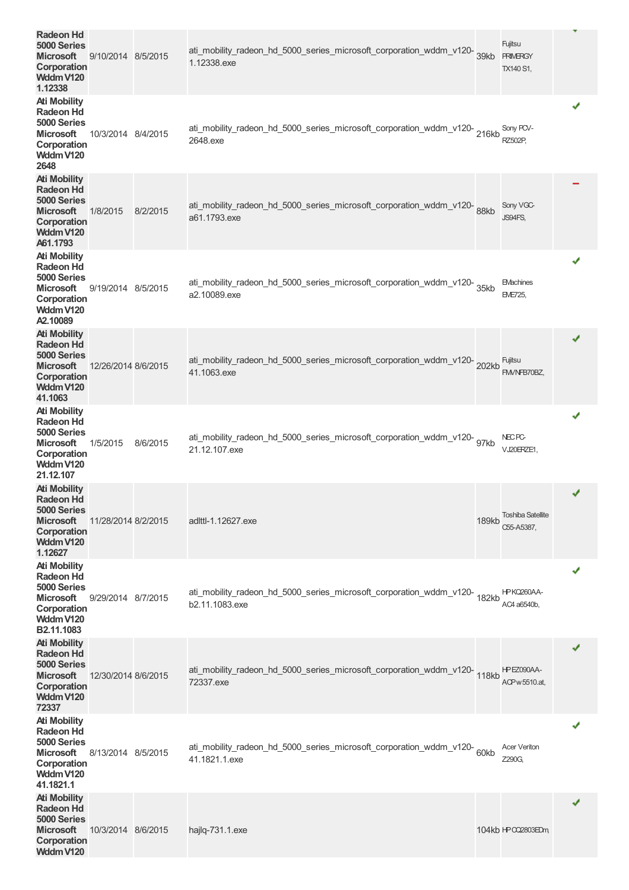| | | | | | | |
|---|---|---|---|---|---|---|
| **Radeon Hd 5000 Series Microsoft Corporation Wddm V120 1.12338** | 9/10/2014 | 8/5/2015 | ati_mobility_radeon_hd_5000_series_microsoft_corporation_wddm_v120-1.12338.exe | 39kb | Fujitsu PRIMERGY TX140 S1, | ✔ |
| **Ati Mobility Radeon Hd 5000 Series Microsoft Corporation Wddm V120 2648** | 10/3/2014 | 8/4/2015 | ati_mobility_radeon_hd_5000_series_microsoft_corporation_wddm_v120-2648.exe | 216kb | Sony PCV-RZ502P, | ✔ |
| **Ati Mobility Radeon Hd 5000 Series Microsoft Corporation Wddm V120 A61.1793** | 1/8/2015 | 8/2/2015 | ati_mobility_radeon_hd_5000_series_microsoft_corporation_wddm_v120-a61.1793.exe | 88kb | Sony VGC-JS94FS, | − |
| **Ati Mobility Radeon Hd 5000 Series Microsoft Corporation Wddm V120 A2.10089** | 9/19/2014 | 8/5/2015 | ati_mobility_radeon_hd_5000_series_microsoft_corporation_wddm_v120-a2.10089.exe | 35kb | EMachines EME725, | ✔ |
| **Ati Mobility Radeon Hd 5000 Series Microsoft Corporation Wddm V120 41.1063** | 12/26/2014 | 8/6/2015 | ati_mobility_radeon_hd_5000_series_microsoft_corporation_wddm_v120-41.1063.exe | 202kb | Fujitsu FMVNFB70BZ, | ✔ |
| **Ati Mobility Radeon Hd 5000 Series Microsoft Corporation Wddm V120 21.12.107** | 1/5/2015 | 8/6/2015 | ati_mobility_radeon_hd_5000_series_microsoft_corporation_wddm_v120-21.12.107.exe | 97kb | NEC PC-VJ20ERZE1, | ✔ |
| **Ati Mobility Radeon Hd 5000 Series Microsoft Corporation Wddm V120 1.12627** | 11/28/2014 | 8/2/2015 | adlttl-1.12627.exe | 189kb | Toshiba Satellite C55-A5387, | ✔ |
| **Ati Mobility Radeon Hd 5000 Series Microsoft Corporation Wddm V120 B2.11.1083** | 9/29/2014 | 8/7/2015 | ati_mobility_radeon_hd_5000_series_microsoft_corporation_wddm_v120-b2.11.1083.exe | 182kb | HP KQ260AA-AC4 a6540b, | ✔ |
| **Ati Mobility Radeon Hd 5000 Series Microsoft Corporation Wddm V120 72337** | 12/30/2014 | 8/6/2015 | ati_mobility_radeon_hd_5000_series_microsoft_corporation_wddm_v120-72337.exe | 118kb | HP EZ090AA-ACP w5510.at, | ✔ |
| **Ati Mobility Radeon Hd 5000 Series Microsoft Corporation Wddm V120 41.1821.1** | 8/13/2014 | 8/5/2015 | ati_mobility_radeon_hd_5000_series_microsoft_corporation_wddm_v120-41.1821.1.exe | 60kb | Acer Veriton Z290G, | ✔ |
| **Ati Mobility Radeon Hd 5000 Series Microsoft Corporation Wddm V120** | 10/3/2014 | 8/6/2015 | hajlq-731.1.exe | 104kb | HP CQ2803EDm, | ✔ |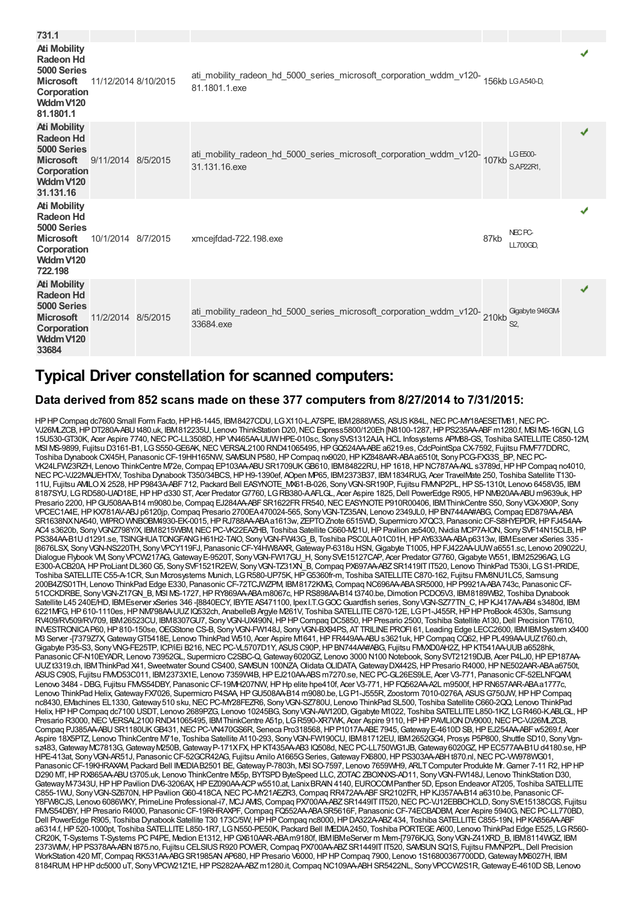| | | | | | | |
|---|---|---|---|---|---|---|
| 731.1 | | | | | | |
| **Ati Mobility Radeon Hd 5000 Series Microsoft Corporation Wddm V120 81.1801.1** | 11/12/2014 | 8/10/2015 | ati_mobility_radeon_hd_5000_series_microsoft_corporation_wddm_v120-81.1801.1.exe | 156kb | LG A540-D, | ✔ |
| **Ati Mobility Radeon Hd 5000 Series Microsoft Corporation Wddm V120 31.131.16** | 9/11/2014 | 8/5/2015 | ati_mobility_radeon_hd_5000_series_microsoft_corporation_wddm_v120-31.131.16.exe | 107kb | LG E500-S.AP22R1, | ✔ |
| **Ati Mobility Radeon Hd 5000 Series Microsoft Corporation Wddm V120 722.198** | 10/1/2014 | 8/7/2015 | xmcejfdad-722.198.exe | 87kb | NEC PC-LL700GD, | ✔ |
| **Ati Mobility Radeon Hd 5000 Series Microsoft Corporation Wddm V120 33684** | 11/2/2014 | 8/5/2015 | ati_mobility_radeon_hd_5000_series_microsoft_corporation_wddm_v120-33684.exe | 210kb | Gigabyte 946GM-S2, | ✔ |

## Typical Driver constellation for scanned computers:

### Data derived from 852 scans made on these 377 computers from 8/27/2014 to 7/31/2015:

HP HP Compaq dc7600 Small Form Facto, HP H8-1445, IBM 8427CDU, LG X110-L.A7SPE, IBM 2888W5S, ASUS K84L, NEC PC-MY18AESETM81, NEC PC-VJ26MLZCB, HP DT280A-ABU t480.uk, IBM 812235U, Lenovo ThinkStation D20, NEC Express5800/120Eh [N8100-1287, HP PS235AA-ABF m1280.f, MSI MS-16GN, LG 15U530-GT30K, Acer Aspire 7740, NEC PC-LL3508D, HP VN465AA-UUW HPE-010sc, Sony SVS1312AJA, HCL Infosystems APM88-GS, Toshiba SATELLITE C850-12M, MSI MS-9899, Fujitsu D3161-B1, LG S550-GE6AK, NEC VERSAL2100 RND41065495, HP GQ524AA-ABE a6219.es, CdcPointSpa CX-7592, Fujitsu FMVF77DDRC, Toshiba Dynabook CX/45H, Panasonic CF-19HH165NW, SAMSUNG P580, HP Compaq nx9020, HP KZ848AAR-ABA a6510t, Sony PCG-FX33S_BP, NEC PC-VK24LFW23RZH, Lenovo ThinkCentre M72e, Compaq EP103AA-ABU SR1709UK GB610, IBM 84822RU, HP 1618, HP NC787AA-AKL s3789d, HP HP Compaq nc4010, NEC PC-VJ22MAUEHTXV, Toshiba Dynabook T350/34BCS, HP H9-1390ef, AOpen MP65, IBM 2373B37, IBM 1834RUG, Acer TravelMate 250, Toshiba Satellite T130-11U, Fujitsu AMILO Xi 2528, HP P9843A-ABF 712, Packard Bell EASYNOTE_MX61-B-026, Sony VGN-SR190P, Fujitsu FMVNP2PL, HP S5-1310t, Lenovo 6458V35, IBM 8187SYU, LG RD580-UAD18E, HP HP d330 ST, Acer Predator G7760, LG RB380-A.AFLGL, Acer Aspire 1825, Dell PowerEdge R905, HP NM920AA-ABU m9639uk, HP Presario 2200, HP GU508AA-B14 m9080.be, Compaq EJ284AA-ABF SR1622FR FR540, NEC EASYNOTE P910R00406, IBM ThinkCentre S50, Sony VGX-X90P, Sony VPCEC1A4E, HP KX781AV-ABJ p6120jp, Compaq Presario 2700EA 470024-565, Sony VGN-TZ35AN, Lenovo 2349JL0, HP BN744AA#ABG, Compaq ED879AA-ABA SR1638NX NA540, WIPRO WNBOBM4930-EK-0015, HP RJ788AA-ABA a1613w, ZEPTO Znote 6515WD, Supermicro X7QC3, Panasonic CF-S8HYEPDR, HP FJ454AA-AC4 s3620b, Sony VGNZ798Y/X, IBM 8215WBM, NEC PC-VK22EAZHB, Toshiba Satellite C660-M21U, HP Pavilion ze5400, Nvidia MCP7A-ION, Sony SVF14N15CLB, HP PS384AA-B1U d1291.se, TSINGHUA TONGFANG H61H2-TAIO, Sony VGN-FW43G_B, Toshiba PSC0LA-01C01H, HP AY633AA-ABA p6313w, IBM Eserver xSeries 335 -[8676LSX, Sony VGN-NS220TH, Sony VPCY119FJ, Panasonic CF-Y4HW8AXR, Gateway P-6318u HSN, Gigabyte T1005, HP FJ422AA-UUW a6551.sc, Lenovo 209022U, Dialogue Flybook VM, Sony VPCW217AG, Gateway E-9520T, Sony VGN-FW17GU_H, Sony SVE15127CAP, Acer Predator G7760, Gigabyte W551, IBM 25296AG, LG E300-A.CB20A, HP ProLiant DL360 G5, Sony SVF1521R2EW, Sony VGN-TZ31XN_B, Compaq PX697AA-ABZ SR1419IT IT520, Lenovo ThinkPad T530i, LG S1-PRIDE, Toshiba SATELLITE C55-A-1CR, Sun Microsystems Munich, LG R580-UP75K, HP G5360fr-m, Toshiba SATELLITE C870-162, Fujitsu FMVBNU1LC5, Samsung 200B4Z/S01TH, Lenovo ThinkPad Edge E330, Panasonic CF-72TCJWZPM, IBM 8172KMG, Compaq NC696AA-ABA SR5000, HP P9921A-ABA 743c, Panasonic CF-51CCKDRBE, Sony VGN-Z17GN_B, MSI MS-1727, HP RY869AA-ABA m8067c, HP RS898AA-B14 t3740.be, Dimotion PCDO5V3, IBM 8189WB2, Toshiba Dynabook Satellite L45 240E/HD, IBM Eserver xSeries 346 -[8840ECY, IBYTE AS471100, Ipex I.T.G GOC Guardfish series, Sony VGN-SZ77TN_C, HP KJ417AA-AB4 s3480d, IBM 6221MFG, HP 610-1110es, HP NM798AA-UUZ IQ532ch, AnabelleB Argyle M261V, Toshiba SATELLITE C870-12E, LG P1-J455R, HP HP ProBook 4530s, Samsung RV409/RV509/RV709, IBM 26523CU, IBM 8307GU7, Sony VGN-UX490N, HP HP Compaq DC5850, HP Presario 2500, Toshiba Satellite A130, Dell Precision T7610, INVESTRONICA P60, HP 810-150se, OEGStone CS-B, Sony VGN-FW148J, Sony VGN-BX94PS, AT TRILINE PROFI 61, Leading Edge LECC2600, IBM IBM System x3400 M3 Server -[7379Z7X, Gateway GT5418E, Lenovo ThinkPad W510, Acer Aspire M1641, HP FR449AA-ABU s3621uk, HP Compaq CQ62, HP PL499AA-UUZ t760.ch, Gigabyte P35-S3, Sony VNG-FE25TP, ICP/iEi B216, NEC PC-VL5707D1Y, ASUS C90P, HP BN744AA#ABG, Fujitsu FMVXD0AH2Z, HP KT541AA-UUB a6528hk, Panasonic CF-N10EYADR, Lenovo 73952GL, Supermicro C2SBC-Q, Gateway 6020GZ, Lenovo 3000 N100 Notebook, Sony SVT21219DJB, Acer P4LJ0, HP EP187AA-UUZ t3319.ch, IBM ThinkPad X41, Sweetwater Sound CS400, SAMSUN 100NZA, Olidata OLIDATA, Gateway DX442S, HP Presario R4000, HP NE502AAR-ABA a6750t, ASUS C90S, Fujitsu FMVD53C011, IBM 2373X1E, Lenovo 7359W4B, HP EJ210AA-ABS m7270.se, NEC PC-GL26ES9LE, Acer V3-771, Panasonic CF-52ELNFQAM, Lenovo 3484 - DBG, Fujitsu FMVS54DBY, Panasonic CF-19MH207NW, HP Hp elite hpe410f, Acer V3-771, HP FQ562AA-A2L m9500f, HP RN657AAR-ABA a1777c, Lenovo ThinkPad Helix, Gateway FX7026, Supermicro P4SAA, HP GU508AA-B14 m9080.be, LG P1-J555R, Zoostorm 7010-0276A, ASUS G750JW, HP HP Compaq nc8430, EMachines EL1330, Gateway 510 sku, NEC PC-MY28FEZR6, Sony VGN-SZ780U, Lenovo ThinkPad SL500, Toshiba Satellite C660-2QQ, Lenovo ThinkPad Helix, HP HP Compaq dc7100 USDT, Lenovo 2689PZG, Lenovo 10245BG, Sony VGN-AW120D, Gigabyte M1022, Toshiba SATELLITE L850-1KZ, LG R460-K.ABLGL, HP Presario R3000, NEC VERSAL2100 RND41065495, IBM ThinkCentre A51p, LG R590-XR7WK, Acer Aspire 9110, HP HP PAVILION DV9000, NEC PC-VJ26MLZCB, Compaq PJ385AA-ABU SR1180UK GB431, NEC PC-VN470GS6R, Seneca Pro318568, HP P1017A-ABE 7945, Gateway E-4610D SB, HP EJ254AA-ABF w5269.f, Acer Aspire 18X5PTZ, Lenovo ThinkCentre M71e, Toshiba Satellite A110-293, Sony VGN-FW190CU, IBM 81712EU, IBM 2652GG4, Prosys P5P800, Shuttle SD10, Sony Vgn-sz483, Gateway MC7813G, Gateway M250B, Gateway P-171X FX, HP KT435AA-AB3 IQ508d, NEC PC-LL750WG1JB, Gateway 6020GZ, HP EC577AA-B1U d4180.se, HP HPE-413at, Sony VGN-AR51J, Panasonic CF-52GCR42AG, Fujitsu Amilo A1665G Series, Gateway FX6800, HP PS303AA-ABH t870.nl, NEC PC-VW978WG01, Panasonic CF-19KHRAXAM, Packard Bell IMEDIA B2501 BE, Gateway P-7803h, MSI SO-7597, Lenovo 7659WH9, ARLT Computer Produkte Mr. Gamer 7-11 R2, HP HP D290 MT, HP RX865AA-ABU t3705.uk, Lenovo ThinkCentre M55p, BYTSPD ByteSpeed LLC, ZOTAC ZBOXNXS-AD11, Sony VGN-FW148J, Lenovo ThinkStation D30, Gateway M-7343U, HP HP Pavilion DV6-3206AX, HP EZ090AA-ACP w5510.at, Lanix BRAIN 4140, EUROCOM Panther 5D, Epson Endeavor AT205, Toshiba SATELLITE C855-1WU, Sony VGN-SZ670N, HP Pavilion G60-418CA, NEC PC-MY21AEZR3, Compaq RR472AA-ABF SR2102FR, HP KJ357AA-B14 a6310.be, Panasonic CF-Y8FW8CJS, Lenovo 6086WKY, PrimeLine Professional-i7, MCJ AMIS, Compaq PX700AA-ABZ SR1449IT IT520, NEC PC-VJ12EBBCHCLD, Sony SVE15138CGS, Fujitsu FMVS54DBY, HP Presario R4000, Panasonic CF-19RHRAXPF, Compaq FQ552AA-ABA SR5616F, Panasonic CF-74ECBADBM, Acer Aspire 5940G, NEC PC-LL770BD, Dell PowerEdge R905, Toshiba Dynabook Satellite T30 173C/5W, HP HP Compaq nc8000, HP DA322A-ABZ 434, Toshiba SATELLITE C855-19N, HP KA856AA-ABF a6314.f, HP 520-1000pt, Toshiba SATELLITE L850-1R7, LG N550-PE50K, Packard Bell IMEDIA 2450, Toshiba PORTEGE A600, Lenovo ThinkPad Edge E525, LG R560-CR20K, T-Systems T-Systems PC P4PE, Medion E1312, HP GX610AAR-ABA m9180f, IBM IBM eServer m Mem-[7976KJG, Sony VGN-Z41XRD_B, IBM 8114WGZ, IBM 2373WMV, HP PS378AA-ABN t875.no, Fujitsu CELSIUS R920 POWER, Compaq PX700AA-ABZ SR1449IT IT520, SAMSUN SQ1S, Fujitsu FMVNP2PL, Dell Precision WorkStation 420 MT, Compaq RK531AA-ABG SR1985AN AP680, HP Presario V6000, HP HP Compaq 7900, Lenovo 1S16800367700DD, Gateway MX6027H, IBM 8184RUM, HP HP dc5000 uT, Sony VPCW21Z1E, HP PS282AA-ABZ m1280.it, Compaq NC109AA-ABH SR5422NL, Sony VPCCW2S1R, Gateway E-4610D SB, Lenovo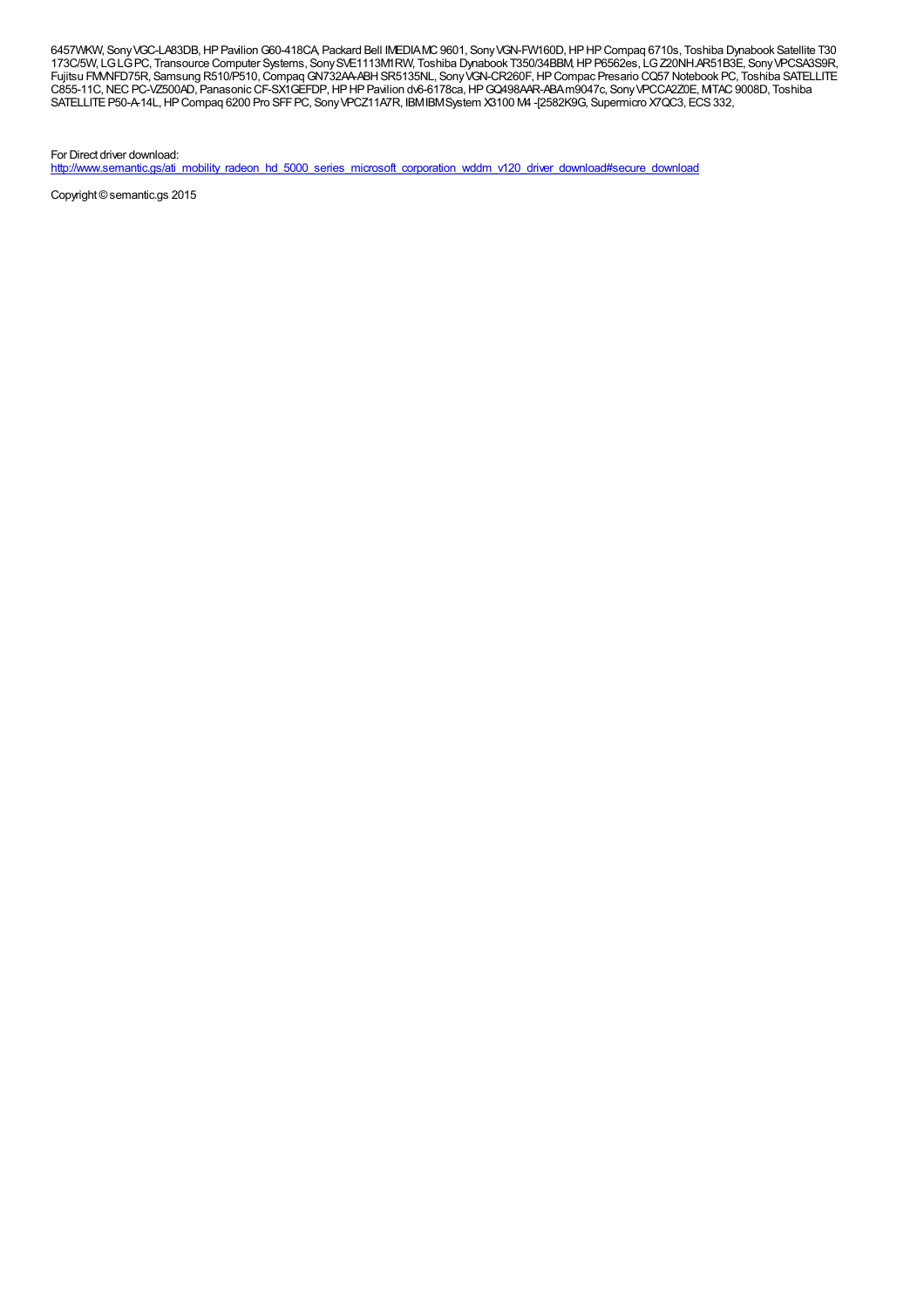6457WKW, Sony VGC-LA83DB, HP Pavilion G60-418CA, Packard Bell IMEDIA MC 9601, Sony VGN-FW160D, HP HP Compaq 6710s, Toshiba Dynabook Satellite T30 173C/5W, LG LG PC, Transource Computer Systems, Sony SVE1113M1RW, Toshiba Dynabook T350/34BBM, HP P6562es, LG Z20NH.AR51B3E, Sony VPCSA3S9R, Fujitsu FMVNFD75R, Samsung R510/P510, Compaq GN732AA-ABH SR5135NL, Sony VGN-CR260F, HP Compac Presario CQ57 Notebook PC, Toshiba SATELLITE C855-11C, NEC PC-VZ500AD, Panasonic CF-SX1GEFDP, HP HP Pavilion dv6-6178ca, HP GQ498AAR-ABA m9047c, Sony VPCCA2Z0E, MITAC 9008D, Toshiba SATELLITE P50-A-14L, HP Compaq 6200 Pro SFF PC, Sony VPCZ11A7R, IBM IBM System X3100 M4 -[2582K9G, Supermicro X7QC3, ECS 332,

For Direct driver download:
[http://www.semantic.gs/ati_mobility_radeon_hd_5000_series_microsoft_corporation_wddm_v120_driver_download#secure_download](http://www.semantic.gs/ati_mobility_radeon_hd_5000_series_microsoft_corporation_wddm_v120_driver_download#secure_download)

Copyright © semantic.gs 2015